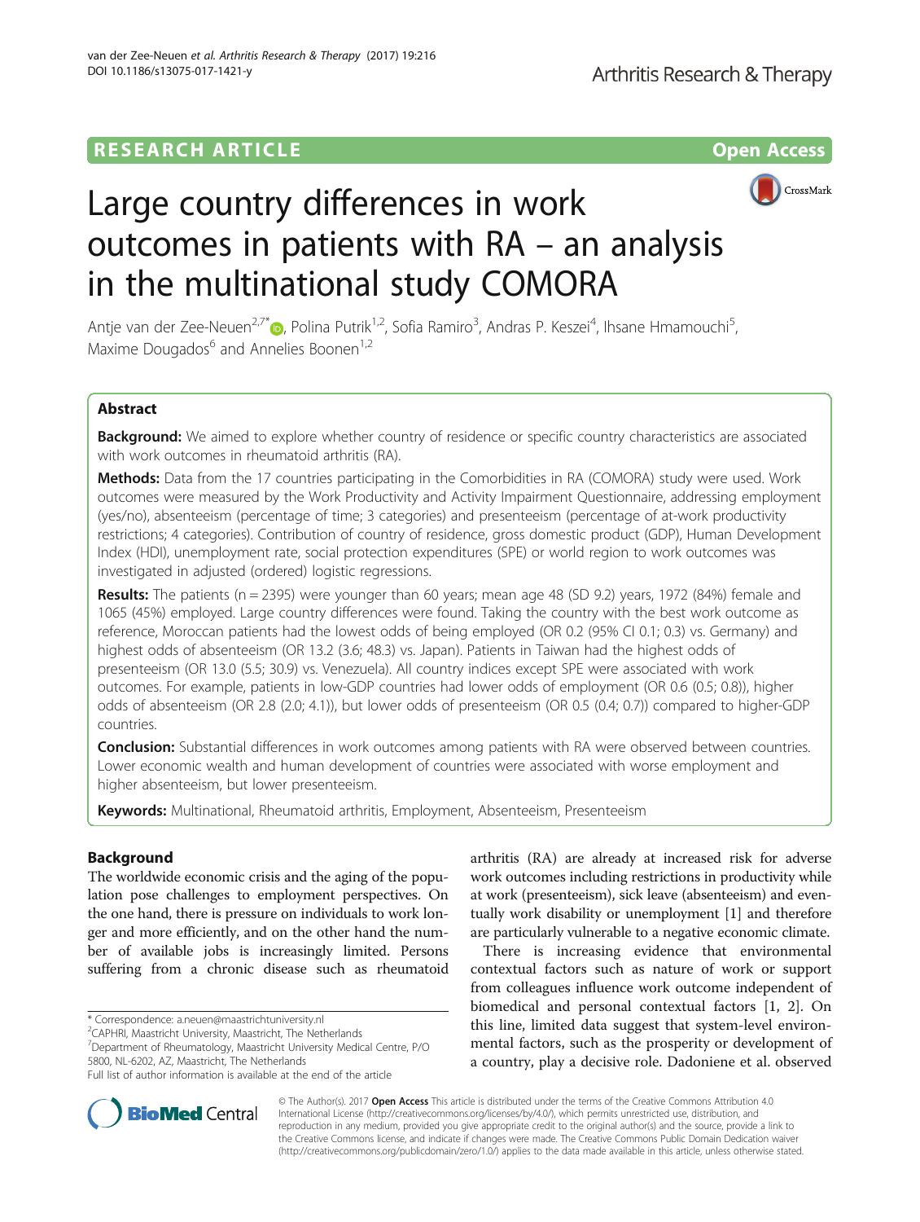RESEARCH ARTICLE

Open Access

# Large country differences in work outcomes in patients with RA – an analysis in the multinational study COMORA

Antje van der Zee-Neuen[2,7*], Polina Putrik[1,2], Sofia Ramiro[3], Andras P. Keszei[4], Ihsane Hmamouchi[5], Maxime Dougados[6] and Annelies Boonen[1,2]

## Abstract

**Background:** We aimed to explore whether country of residence or specific country characteristics are associated with work outcomes in rheumatoid arthritis (RA).

**Methods:** Data from the 17 countries participating in the Comorbidities in RA (COMORA) study were used. Work outcomes were measured by the Work Productivity and Activity Impairment Questionnaire, addressing employment (yes/no), absenteeism (percentage of time; 3 categories) and presenteeism (percentage of at-work productivity restrictions; 4 categories). Contribution of country of residence, gross domestic product (GDP), Human Development Index (HDI), unemployment rate, social protection expenditures (SPE) or world region to work outcomes was investigated in adjusted (ordered) logistic regressions.

**Results:** The patients (n = 2395) were younger than 60 years; mean age 48 (SD 9.2) years, 1972 (84%) female and 1065 (45%) employed. Large country differences were found. Taking the country with the best work outcome as reference, Moroccan patients had the lowest odds of being employed (OR 0.2 (95% CI 0.1; 0.3) vs. Germany) and highest odds of absenteeism (OR 13.2 (3.6; 48.3) vs. Japan). Patients in Taiwan had the highest odds of presenteeism (OR 13.0 (5.5; 30.9) vs. Venezuela). All country indices except SPE were associated with work outcomes. For example, patients in low-GDP countries had lower odds of employment (OR 0.6 (0.5; 0.8)), higher odds of absenteeism (OR 2.8 (2.0; 4.1)), but lower odds of presenteeism (OR 0.5 (0.4; 0.7)) compared to higher-GDP countries.

**Conclusion:** Substantial differences in work outcomes among patients with RA were observed between countries. Lower economic wealth and human development of countries were associated with worse employment and higher absenteeism, but lower presenteeism.

**Keywords:** Multinational, Rheumatoid arthritis, Employment, Absenteeism, Presenteeism

## Background

The worldwide economic crisis and the aging of the population pose challenges to employment perspectives. On the one hand, there is pressure on individuals to work longer and more efficiently, and on the other hand the number of available jobs is increasingly limited. Persons suffering from a chronic disease such as rheumatoid arthritis (RA) are already at increased risk for adverse work outcomes including restrictions in productivity while at work (presenteeism), sick leave (absenteeism) and eventually work disability or unemployment [1] and therefore are particularly vulnerable to a negative economic climate.

There is increasing evidence that environmental contextual factors such as nature of work or support from colleagues influence work outcome independent of biomedical and personal contextual factors [1, 2]. On this line, limited data suggest that system-level environmental factors, such as the prosperity or development of a country, play a decisive role. Dadoniene et al. observed

\* Correspondence: a.neuen@maastrichtuniversity.nl
[2]CAPHRI, Maastricht University, Maastricht, The Netherlands
[7]Department of Rheumatology, Maastricht University Medical Centre, P/O 5800, NL-6202, AZ, Maastricht, The Netherlands
Full list of author information is available at the end of the article

© The Author(s). 2017 **Open Access** This article is distributed under the terms of the Creative Commons Attribution 4.0 International License (http://creativecommons.org/licenses/by/4.0/), which permits unrestricted use, distribution, and reproduction in any medium, provided you give appropriate credit to the original author(s) and the source, provide a link to the Creative Commons license, and indicate if changes were made. The Creative Commons Public Domain Dedication waiver (http://creativecommons.org/publicdomain/zero/1.0/) applies to the data made available in this article, unless otherwise stated.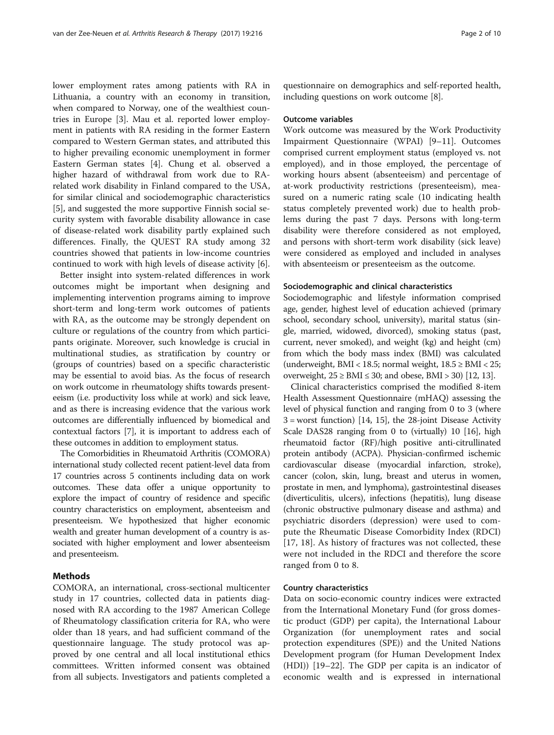lower employment rates among patients with RA in Lithuania, a country with an economy in transition, when compared to Norway, one of the wealthiest countries in Europe [3]. Mau et al. reported lower employment in patients with RA residing in the former Eastern compared to Western German states, and attributed this to higher prevailing economic unemployment in former Eastern German states [4]. Chung et al. observed a higher hazard of withdrawal from work due to RA-related work disability in Finland compared to the USA, for similar clinical and sociodemographic characteristics [5], and suggested the more supportive Finnish social security system with favorable disability allowance in case of disease-related work disability partly explained such differences. Finally, the QUEST RA study among 32 countries showed that patients in low-income countries continued to work with high levels of disease activity [6].

Better insight into system-related differences in work outcomes might be important when designing and implementing intervention programs aiming to improve short-term and long-term work outcomes of patients with RA, as the outcome may be strongly dependent on culture or regulations of the country from which participants originate. Moreover, such knowledge is crucial in multinational studies, as stratification by country or (groups of countries) based on a specific characteristic may be essential to avoid bias. As the focus of research on work outcome in rheumatology shifts towards presenteeism (i.e. productivity loss while at work) and sick leave, and as there is increasing evidence that the various work outcomes are differentially influenced by biomedical and contextual factors [7], it is important to address each of these outcomes in addition to employment status.

The Comorbidities in Rheumatoid Arthritis (COMORA) international study collected recent patient-level data from 17 countries across 5 continents including data on work outcomes. These data offer a unique opportunity to explore the impact of country of residence and specific country characteristics on employment, absenteeism and presenteeism. We hypothesized that higher economic wealth and greater human development of a country is associated with higher employment and lower absenteeism and presenteeism.

## Methods

COMORA, an international, cross-sectional multicenter study in 17 countries, collected data in patients diagnosed with RA according to the 1987 American College of Rheumatology classification criteria for RA, who were older than 18 years, and had sufficient command of the questionnaire language. The study protocol was approved by one central and all local institutional ethics committees. Written informed consent was obtained from all subjects. Investigators and patients completed a questionnaire on demographics and self-reported health, including questions on work outcome [8].

### Outcome variables

Work outcome was measured by the Work Productivity Impairment Questionnaire (WPAI) [9–11]. Outcomes comprised current employment status (employed vs. not employed), and in those employed, the percentage of working hours absent (absenteeism) and percentage of at-work productivity restrictions (presenteeism), measured on a numeric rating scale (10 indicating health status completely prevented work) due to health problems during the past 7 days. Persons with long-term disability were therefore considered as not employed, and persons with short-term work disability (sick leave) were considered as employed and included in analyses with absenteeism or presenteeism as the outcome.

### Sociodemographic and clinical characteristics

Sociodemographic and lifestyle information comprised age, gender, highest level of education achieved (primary school, secondary school, university), marital status (single, married, widowed, divorced), smoking status (past, current, never smoked), and weight (kg) and height (cm) from which the body mass index (BMI) was calculated (underweight, BMI < 18.5; normal weight, 18.5 ≥ BMI < 25; overweight, 25 ≥ BMI ≤ 30; and obese, BMI > 30) [12, 13].

Clinical characteristics comprised the modified 8-item Health Assessment Questionnaire (mHAQ) assessing the level of physical function and ranging from 0 to 3 (where 3 = worst function) [14, 15], the 28-joint Disease Activity Scale DAS28 ranging from 0 to (virtually) 10 [16], high rheumatoid factor (RF)/high positive anti-citrullinated protein antibody (ACPA). Physician-confirmed ischemic cardiovascular disease (myocardial infarction, stroke), cancer (colon, skin, lung, breast and uterus in women, prostate in men, and lymphoma), gastrointestinal diseases (diverticulitis, ulcers), infections (hepatitis), lung disease (chronic obstructive pulmonary disease and asthma) and psychiatric disorders (depression) were used to compute the Rheumatic Disease Comorbidity Index (RDCI) [17, 18]. As history of fractures was not collected, these were not included in the RDCI and therefore the score ranged from 0 to 8.

### Country characteristics

Data on socio-economic country indices were extracted from the International Monetary Fund (for gross domestic product (GDP) per capita), the International Labour Organization (for unemployment rates and social protection expenditures (SPE)) and the United Nations Development program (for Human Development Index (HDI)) [19–22]. The GDP per capita is an indicator of economic wealth and is expressed in international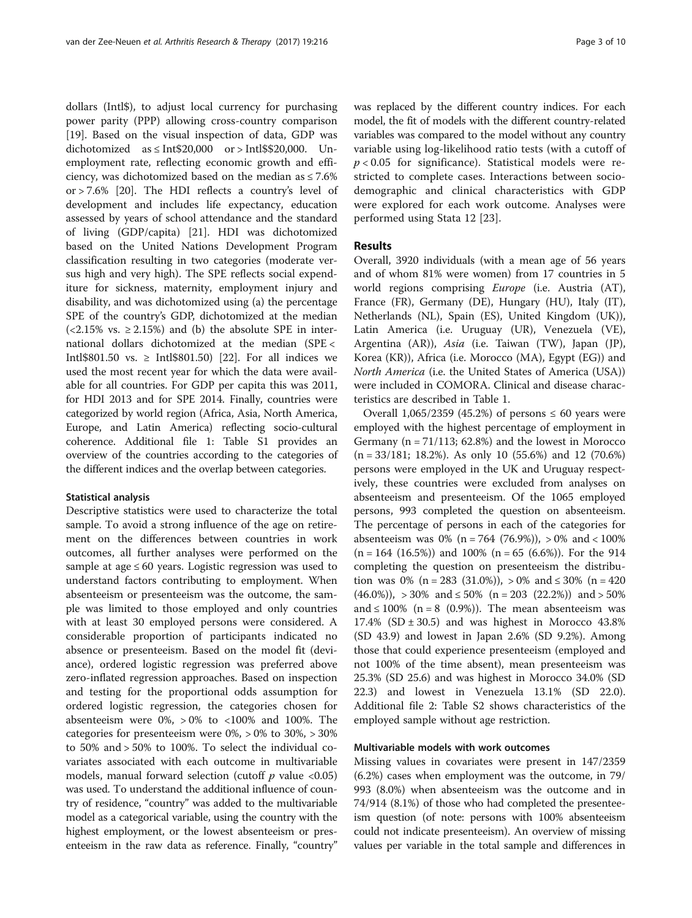dollars (Intl$), to adjust local currency for purchasing power parity (PPP) allowing cross-country comparison [19]. Based on the visual inspection of data, GDP was dichotomized as ≤ Int$20,000 or > Intl$$20,000. Unemployment rate, reflecting economic growth and efficiency, was dichotomized based on the median as ≤ 7.6% or > 7.6% [20]. The HDI reflects a country's level of development and includes life expectancy, education assessed by years of school attendance and the standard of living (GDP/capita) [21]. HDI was dichotomized based on the United Nations Development Program classification resulting in two categories (moderate versus high and very high). The SPE reflects social expenditure for sickness, maternity, employment injury and disability, and was dichotomized using (a) the percentage SPE of the country's GDP, dichotomized at the median (<2.15% vs. ≥ 2.15%) and (b) the absolute SPE in international dollars dichotomized at the median (SPE < Intl$801.50 vs. ≥ Intl$801.50) [22]. For all indices we used the most recent year for which the data were available for all countries. For GDP per capita this was 2011, for HDI 2013 and for SPE 2014. Finally, countries were categorized by world region (Africa, Asia, North America, Europe, and Latin America) reflecting socio-cultural coherence. Additional file 1: Table S1 provides an overview of the countries according to the categories of the different indices and the overlap between categories.

### Statistical analysis

Descriptive statistics were used to characterize the total sample. To avoid a strong influence of the age on retirement on the differences between countries in work outcomes, all further analyses were performed on the sample at age ≤ 60 years. Logistic regression was used to understand factors contributing to employment. When absenteeism or presenteeism was the outcome, the sample was limited to those employed and only countries with at least 30 employed persons were considered. A considerable proportion of participants indicated no absence or presenteeism. Based on the model fit (deviance), ordered logistic regression was preferred above zero-inflated regression approaches. Based on inspection and testing for the proportional odds assumption for ordered logistic regression, the categories chosen for absenteeism were 0%, > 0% to <100% and 100%. The categories for presenteeism were 0%, > 0% to 30%, > 30% to 50% and > 50% to 100%. To select the individual covariates associated with each outcome in multivariable models, manual forward selection (cutoff $p$ value <0.05) was used. To understand the additional influence of country of residence, "country" was added to the multivariable model as a categorical variable, using the country with the highest employment, or the lowest absenteeism or presenteeism in the raw data as reference. Finally, "country" was replaced by the different country indices. For each model, the fit of models with the different country-related variables was compared to the model without any country variable using log-likelihood ratio tests (with a cutoff of $p < 0.05$ for significance). Statistical models were restricted to complete cases. Interactions between sociodemographic and clinical characteristics with GDP were explored for each work outcome. Analyses were performed using Stata 12 [23].

## Results

Overall, 3920 individuals (with a mean age of 56 years and of whom 81% were women) from 17 countries in 5 world regions comprising *Europe* (i.e. Austria (AT), France (FR), Germany (DE), Hungary (HU), Italy (IT), Netherlands (NL), Spain (ES), United Kingdom (UK)), Latin America (i.e. Uruguay (UR), Venezuela (VE), Argentina (AR)), *Asia* (i.e. Taiwan (TW), Japan (JP), Korea (KR)), Africa (i.e. Morocco (MA), Egypt (EG)) and *North America* (i.e. the United States of America (USA)) were included in COMORA. Clinical and disease characteristics are described in Table 1.

Overall 1,065/2359 (45.2%) of persons ≤ 60 years were employed with the highest percentage of employment in Germany (n = 71/113; 62.8%) and the lowest in Morocco (n = 33/181; 18.2%). As only 10 (55.6%) and 12 (70.6%) persons were employed in the UK and Uruguay respectively, these countries were excluded from analyses on absenteeism and presenteeism. Of the 1065 employed persons, 993 completed the question on absenteeism. The percentage of persons in each of the categories for absenteeism was 0% (n = 764 (76.9%)), > 0% and < 100% (n = 164 (16.5%)) and 100% (n = 65 (6.6%)). For the 914 completing the question on presenteeism the distribution was 0% (n = 283 (31.0%)), > 0% and ≤ 30% (n = 420 (46.0%)), > 30% and ≤ 50% (n = 203 (22.2%)) and > 50% and ≤ 100% (n = 8 (0.9%)). The mean absenteeism was 17.4% (SD ± 30.5) and was highest in Morocco 43.8% (SD 43.9) and lowest in Japan 2.6% (SD 9.2%). Among those that could experience presenteeism (employed and not 100% of the time absent), mean presenteeism was 25.3% (SD 25.6) and was highest in Morocco 34.0% (SD 22.3) and lowest in Venezuela 13.1% (SD 22.0). Additional file 2: Table S2 shows characteristics of the employed sample without age restriction.

### Multivariable models with work outcomes

Missing values in covariates were present in 147/2359 (6.2%) cases when employment was the outcome, in 79/993 (8.0%) when absenteeism was the outcome and in 74/914 (8.1%) of those who had completed the presenteeism question (of note: persons with 100% absenteeism could not indicate presenteeism). An overview of missing values per variable in the total sample and differences in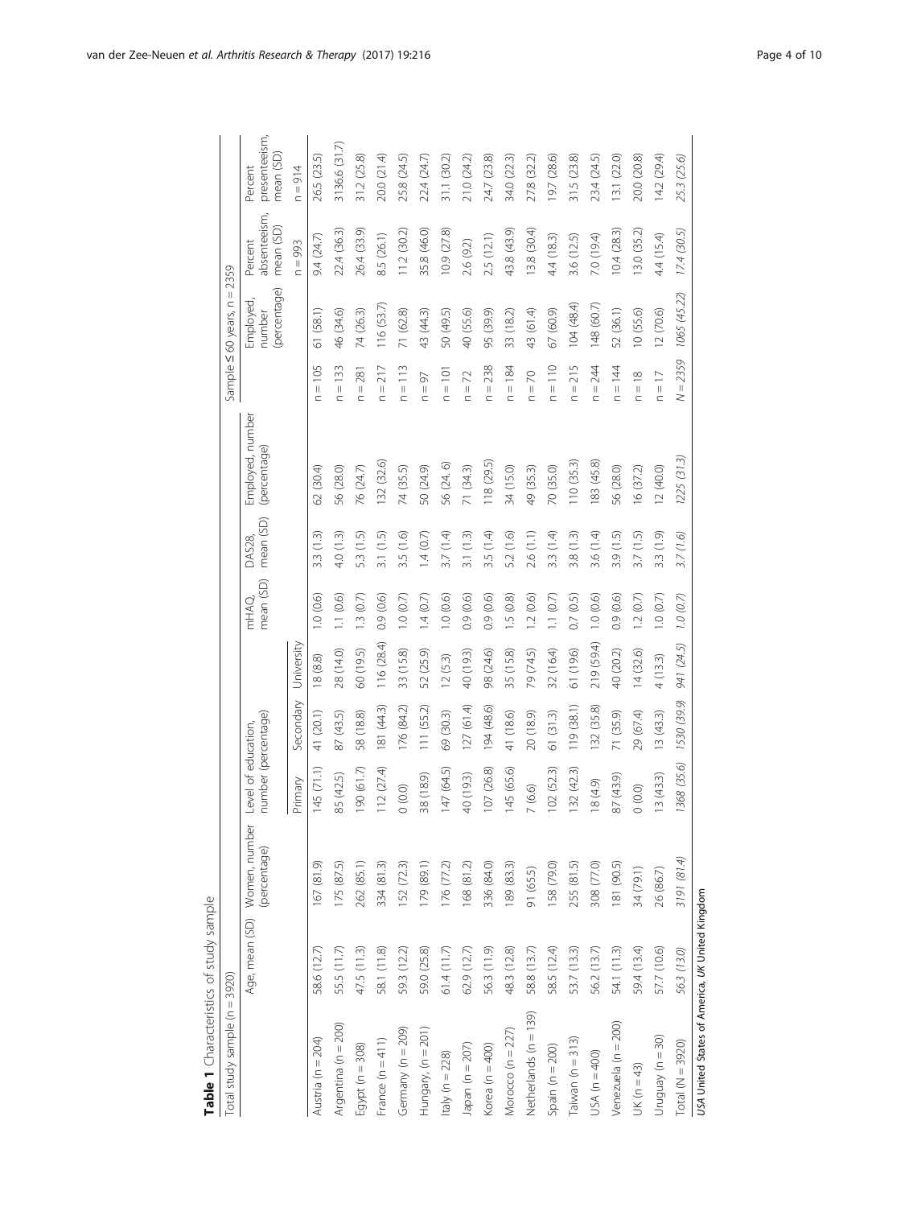**Table 1** Characteristics of study sample

| Total study sample (n = 3920) | | | | | | | | | Sample ≤ 60 years, n = 2359 | | | |
|---|---|---|---|---|---|---|---|---|---|---|---|---|
| | Age, mean (SD) | Women, number (percentage) | Level of education, number (percentage) | | | mHAQ, mean (SD) | DAS28, mean (SD) | Employed, number (percentage) | | Employed, number (percentage) | Percent absenteeism, mean (SD) | Percent presenteeism, mean (SD) |
| | | | Primary | Secondary | University | | | | | | n = 993 | n = 914 |
| Austria (n = 204) | 58.6 (12.7) | 167 (81.9) | 145 (71.1) | 41 (20.1) | 18 (8.8) | 1.0 (0.6) | 3.3 (1.3) | 62 (30.4) | n = 105 | 61 (58.1) | 9.4 (24.7) | 26.5 (23.5) |
| Argentina (n = 200) | 55.5 (11.7) | 175 (87.5) | 85 (42.5) | 87 (43.5) | 28 (14.0) | 1.1 (0.6) | 4.0 (1.3) | 56 (28.0) | n = 133 | 46 (34.6) | 22.4 (36.3) | 3136.6 (31.7) |
| Egypt (n = 308) | 47.5 (11.3) | 262 (85.1) | 190 (61.7) | 58 (18.8) | 60 (19.5) | 1.3 (0.7) | 5.3 (1.5) | 76 (24.7) | n = 281 | 74 (26.3) | 26.4 (33.9) | 31.2 (25.8) |
| France (n = 411) | 58.1 (11.8) | 334 (81.3) | 112 (27.4) | 181 (44.3) | 116 (28.4) | 0.9 (0.6) | 3.1 (1.5) | 132 (32.6) | n = 217 | 116 (53.7) | 8.5 (26.1) | 20.0 (21.4) |
| Germany (n = 209) | 59.3 (12.2) | 152 (72.3) | 0 (0.0) | 176 (84.2) | 33 (15.8) | 1.0 (0.7) | 3.5 (1.6) | 74 (35.5) | n = 113 | 71 (62.8) | 11.2 (30.2) | 25.8 (24.5) |
| Hungary, (n = 201) | 59.0 (25.8) | 179 (89.1) | 38 (18.9) | 111 (55.2) | 52 (25.9) | 1.4 (0.7) | 1.4 (0.7) | 50 (24.9) | n = 97 | 43 (44.3) | 35.8 (46.0) | 22.4 (24.7) |
| Italy (n = 228) | 61.4 (11.7) | 176 (77.2) | 147 (64.5) | 69 (30.3) | 12 (5.3) | 1.0 (0.6) | 3.7 (1.4) | 56 (24, 6) | n = 101 | 50 (49.5) | 10.9 (27.8) | 31.1 (30.2) |
| Japan (n = 207) | 62.9 (12.7) | 168 (81.2) | 40 (19.3) | 127 (61.4) | 40 (19.3) | 0.9 (0.6) | 3.1 (1.3) | 71 (34.3) | n = 72 | 40 (55.6) | 2.6 (9.2) | 21.0 (24.2) |
| Korea (n = 400) | 56.3 (11.9) | 336 (84.0) | 107 (26.8) | 194 (48.6) | 98 (24.6) | 0.9 (0.6) | 3.5 (1.4) | 118 (29.5) | n = 238 | 95 (39.9) | 2.5 (12.1) | 24.7 (23.8) |
| Morocco (n = 227) | 48.3 (12.8) | 189 (83.3) | 145 (65.6) | 41 (18.6) | 35 (15.8) | 1.5 (0.8) | 5.2 (1.6) | 34 (15.0) | n = 184 | 33 (18.2) | 43.8 (43.9) | 34.0 (22.3) |
| Netherlands (n = 139) | 58.8 (13.7) | 91 (65.5) | 7 (6.6) | 20 (18.9) | 79 (74.5) | 1.2 (0.6) | 2.6 (1.1) | 49 (35.3) | n = 70 | 43 (61.4) | 13.8 (30.4) | 27.8 (32.2) |
| Spain (n = 200) | 58.5 (12.4) | 158 (79.0) | 102 (52.3) | 61 (31.3) | 32 (16.4) | 1.1 (0.7) | 3.3 (1.4) | 70 (35.0) | n = 110 | 67 (60.9) | 4.4 (18.3) | 19.7 (28.6) |
| Taiwan (n = 313) | 53.7 (13.3) | 255 (81.5) | 132 (42.3) | 119 (38.1) | 61 (19.6) | 0.7 (0.5) | 3.8 (1.3) | 110 (35.3) | n = 215 | 104 (48.4) | 3.6 (12.5) | 31.5 (23.8) |
| USA (n = 400) | 56.2 (13.7) | 308 (77.0) | 18 (4.9) | 132 (35.8) | 219 (59.4) | 1.0 (0.6) | 3.6 (1.4) | 183 (45.8) | n = 244 | 148 (60.7) | 7.0 (19.4) | 23.4 (24.5) |
| Venezuela (n = 200) | 54.1 (11.3) | 181 (90.5) | 87 (43.9) | 71 (35.9) | 40 (20.2) | 0.9 (0.6) | 3.9 (1.5) | 56 (28.0) | n = 144 | 52 (36.1) | 10.4 (28.3) | 13.1 (22.0) |
| UK (n = 43) | 59.4 (13.4) | 34 (79.1) | 0 (0.0) | 29 (67.4) | 14 (32.6) | 1.2 (0.7) | 3.7 (1.5) | 16 (37.2) | n = 18 | 10 (55.6) | 13.0 (35.2) | 20.0 (20.8) |
| Uruguay (n = 30) | 57.7 (10.6) | 26 (86.7) | 13 (43.3) | 13 (43.3) | 4 (13.3) | 1.0 (0.7) | 3.3 (1.9) | 12 (40.0) | n = 17 | 12 (70.6) | 4.4 (15.4) | 14.2 (29.4) |
| Total (N = 3920) | *56.3 (13.0)* | *3191 (81.4)* | *1368 (35.6)* | *1530 (39.9)* | *941 (24.5)* | *1.0 (0.7)* | *3.7 (1.6)* | *1225 (31.3)* | *N = 2359* | *1065 (45.22)* | *17.4 (30.5)* | *25.3 (25.6)* |

*USA* United States of America, *UK* United Kingdom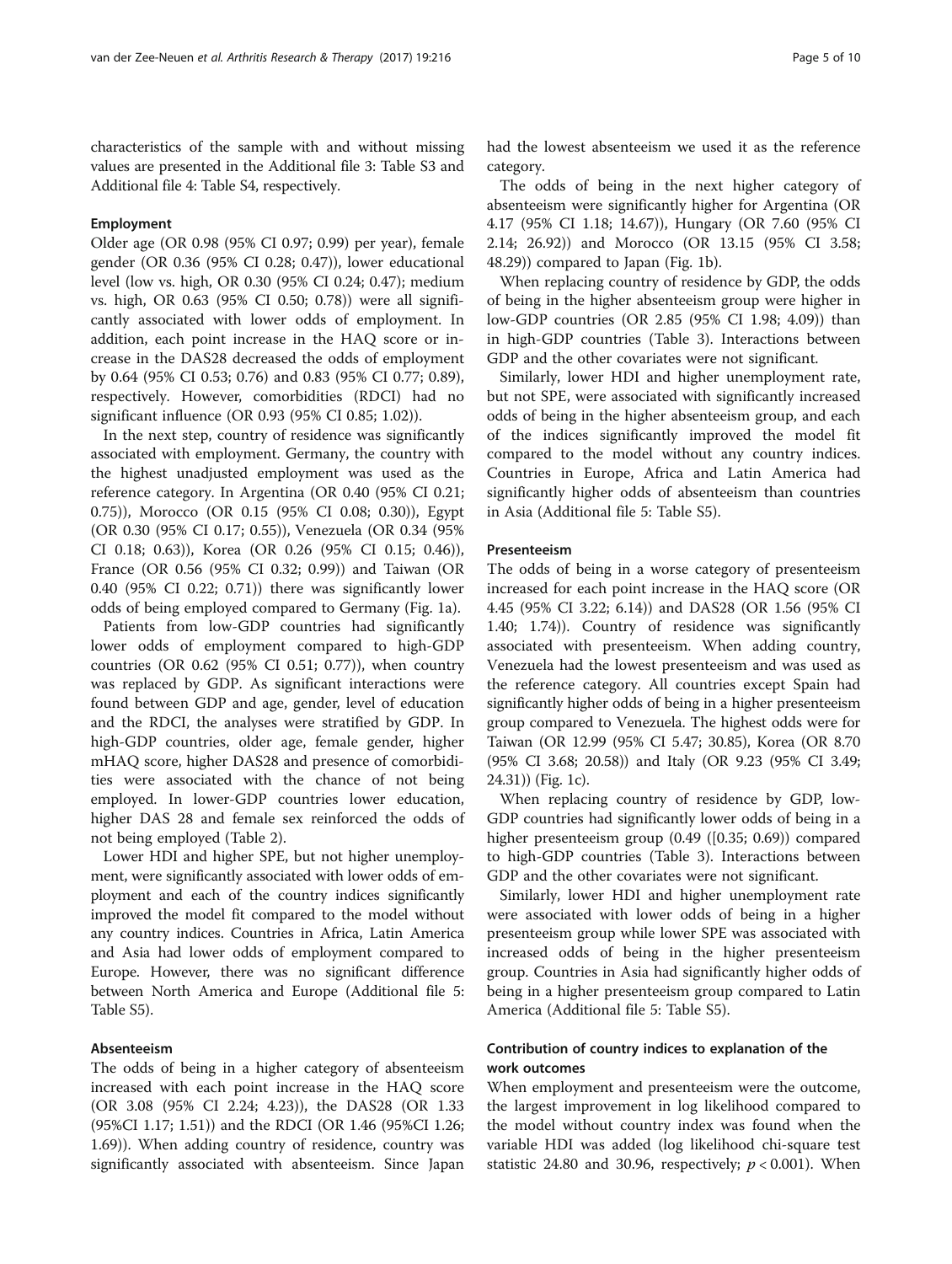characteristics of the sample with and without missing values are presented in the Additional file 3: Table S3 and Additional file 4: Table S4, respectively.

### Employment

Older age (OR 0.98 (95% CI 0.97; 0.99) per year), female gender (OR 0.36 (95% CI 0.28; 0.47)), lower educational level (low vs. high, OR 0.30 (95% CI 0.24; 0.47); medium vs. high, OR 0.63 (95% CI 0.50; 0.78)) were all significantly associated with lower odds of employment. In addition, each point increase in the HAQ score or increase in the DAS28 decreased the odds of employment by 0.64 (95% CI 0.53; 0.76) and 0.83 (95% CI 0.77; 0.89), respectively. However, comorbidities (RDCI) had no significant influence (OR 0.93 (95% CI 0.85; 1.02)).

In the next step, country of residence was significantly associated with employment. Germany, the country with the highest unadjusted employment was used as the reference category. In Argentina (OR 0.40 (95% CI 0.21; 0.75)), Morocco (OR 0.15 (95% CI 0.08; 0.30)), Egypt (OR 0.30 (95% CI 0.17; 0.55)), Venezuela (OR 0.34 (95% CI 0.18; 0.63)), Korea (OR 0.26 (95% CI 0.15; 0.46)), France (OR 0.56 (95% CI 0.32; 0.99)) and Taiwan (OR 0.40 (95% CI 0.22; 0.71)) there was significantly lower odds of being employed compared to Germany (Fig. 1a).

Patients from low-GDP countries had significantly lower odds of employment compared to high-GDP countries (OR 0.62 (95% CI 0.51; 0.77)), when country was replaced by GDP. As significant interactions were found between GDP and age, gender, level of education and the RDCI, the analyses were stratified by GDP. In high-GDP countries, older age, female gender, higher mHAQ score, higher DAS28 and presence of comorbidities were associated with the chance of not being employed. In lower-GDP countries lower education, higher DAS 28 and female sex reinforced the odds of not being employed (Table 2).

Lower HDI and higher SPE, but not higher unemployment, were significantly associated with lower odds of employment and each of the country indices significantly improved the model fit compared to the model without any country indices. Countries in Africa, Latin America and Asia had lower odds of employment compared to Europe. However, there was no significant difference between North America and Europe (Additional file 5: Table S5).

### Absenteeism

The odds of being in a higher category of absenteeism increased with each point increase in the HAQ score (OR 3.08 (95% CI 2.24; 4.23)), the DAS28 (OR 1.33 (95%CI 1.17; 1.51)) and the RDCI (OR 1.46 (95%CI 1.26; 1.69)). When adding country of residence, country was significantly associated with absenteeism. Since Japan had the lowest absenteeism we used it as the reference category.

The odds of being in the next higher category of absenteeism were significantly higher for Argentina (OR 4.17 (95% CI 1.18; 14.67)), Hungary (OR 7.60 (95% CI 2.14; 26.92)) and Morocco (OR 13.15 (95% CI 3.58; 48.29)) compared to Japan (Fig. 1b).

When replacing country of residence by GDP, the odds of being in the higher absenteeism group were higher in low-GDP countries (OR 2.85 (95% CI 1.98; 4.09)) than in high-GDP countries (Table 3). Interactions between GDP and the other covariates were not significant.

Similarly, lower HDI and higher unemployment rate, but not SPE, were associated with significantly increased odds of being in the higher absenteeism group, and each of the indices significantly improved the model fit compared to the model without any country indices. Countries in Europe, Africa and Latin America had significantly higher odds of absenteeism than countries in Asia (Additional file 5: Table S5).

### Presenteeism

The odds of being in a worse category of presenteeism increased for each point increase in the HAQ score (OR 4.45 (95% CI 3.22; 6.14)) and DAS28 (OR 1.56 (95% CI 1.40; 1.74)). Country of residence was significantly associated with presenteeism. When adding country, Venezuela had the lowest presenteeism and was used as the reference category. All countries except Spain had significantly higher odds of being in a higher presenteeism group compared to Venezuela. The highest odds were for Taiwan (OR 12.99 (95% CI 5.47; 30.85), Korea (OR 8.70 (95% CI 3.68; 20.58)) and Italy (OR 9.23 (95% CI 3.49; 24.31)) (Fig. 1c).

When replacing country of residence by GDP, low-GDP countries had significantly lower odds of being in a higher presenteeism group (0.49 ([0.35; 0.69)) compared to high-GDP countries (Table 3). Interactions between GDP and the other covariates were not significant.

Similarly, lower HDI and higher unemployment rate were associated with lower odds of being in a higher presenteeism group while lower SPE was associated with increased odds of being in the higher presenteeism group. Countries in Asia had significantly higher odds of being in a higher presenteeism group compared to Latin America (Additional file 5: Table S5).

## Contribution of country indices to explanation of the work outcomes

When employment and presenteeism were the outcome, the largest improvement in log likelihood compared to the model without country index was found when the variable HDI was added (log likelihood chi-square test statistic 24.80 and 30.96, respectively; $p < 0.001$). When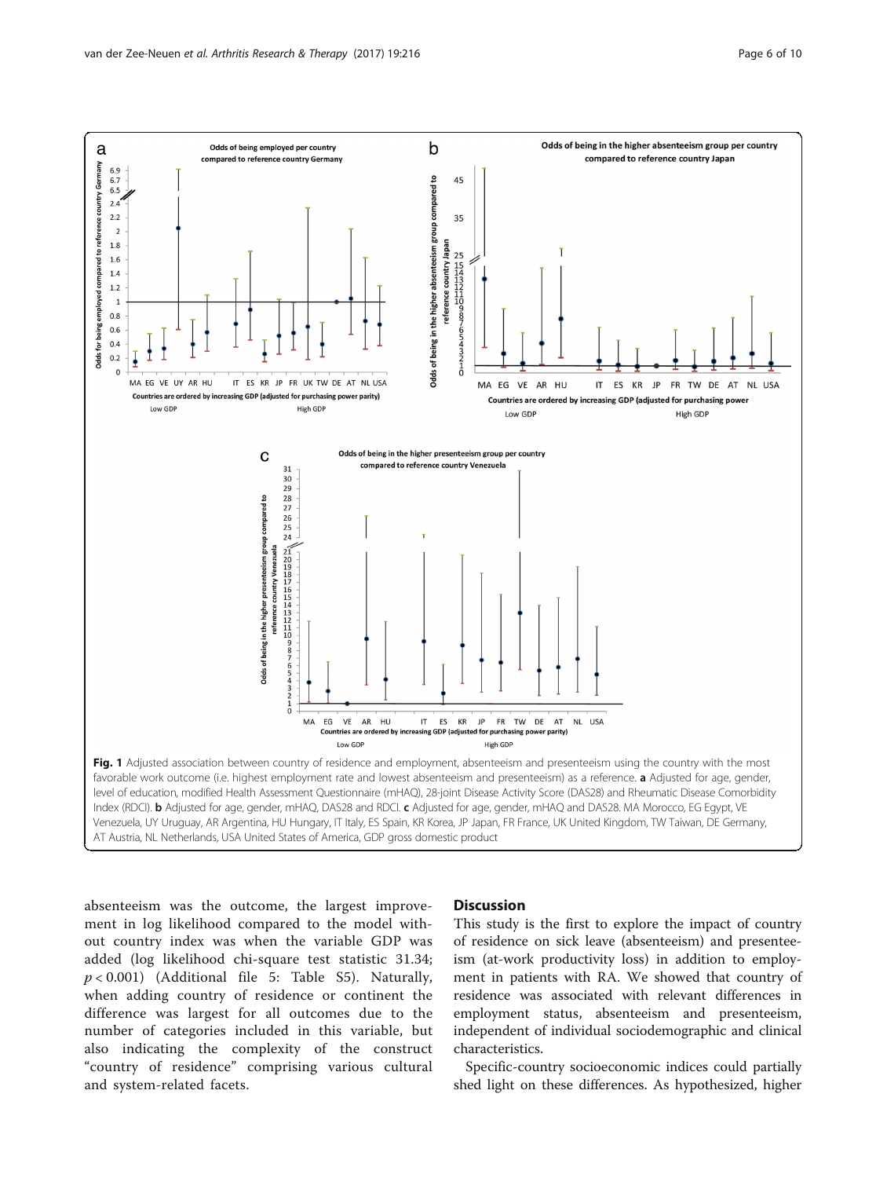Fig. 1 Adjusted association between country of residence and employment, absenteeism and presenteeism using the country with the most favorable work outcome (i.e. highest employment rate and lowest absenteeism and presenteeism) as a reference. **a** Adjusted for age, gender, level of education, modified Health Assessment Questionnaire (mHAQ), 28-joint Disease Activity Score (DAS28) and Rheumatic Disease Comorbidity Index (RDCI). **b** Adjusted for age, gender, mHAQ, DAS28 and RDCI. **c** Adjusted for age, gender, mHAQ and DAS28. MA Morocco, EG Egypt, VE Venezuela, UY Uruguay, AR Argentina, HU Hungary, IT Italy, ES Spain, KR Korea, JP Japan, FR France, UK United Kingdom, TW Taiwan, DE Germany, AT Austria, NL Netherlands, USA United States of America, GDP gross domestic product

absenteeism was the outcome, the largest improvement in log likelihood compared to the model without country index was when the variable GDP was added (log likelihood chi-square test statistic 31.34; $p < 0.001$) (Additional file 5: Table S5). Naturally, when adding country of residence or continent the difference was largest for all outcomes due to the number of categories included in this variable, but also indicating the complexity of the construct "country of residence" comprising various cultural and system-related facets.

## Discussion

This study is the first to explore the impact of country of residence on sick leave (absenteeism) and presenteeism (at-work productivity loss) in addition to employment in patients with RA. We showed that country of residence was associated with relevant differences in employment status, absenteeism and presenteeism, independent of individual sociodemographic and clinical characteristics.

Specific-country socioeconomic indices could partially shed light on these differences. As hypothesized, higher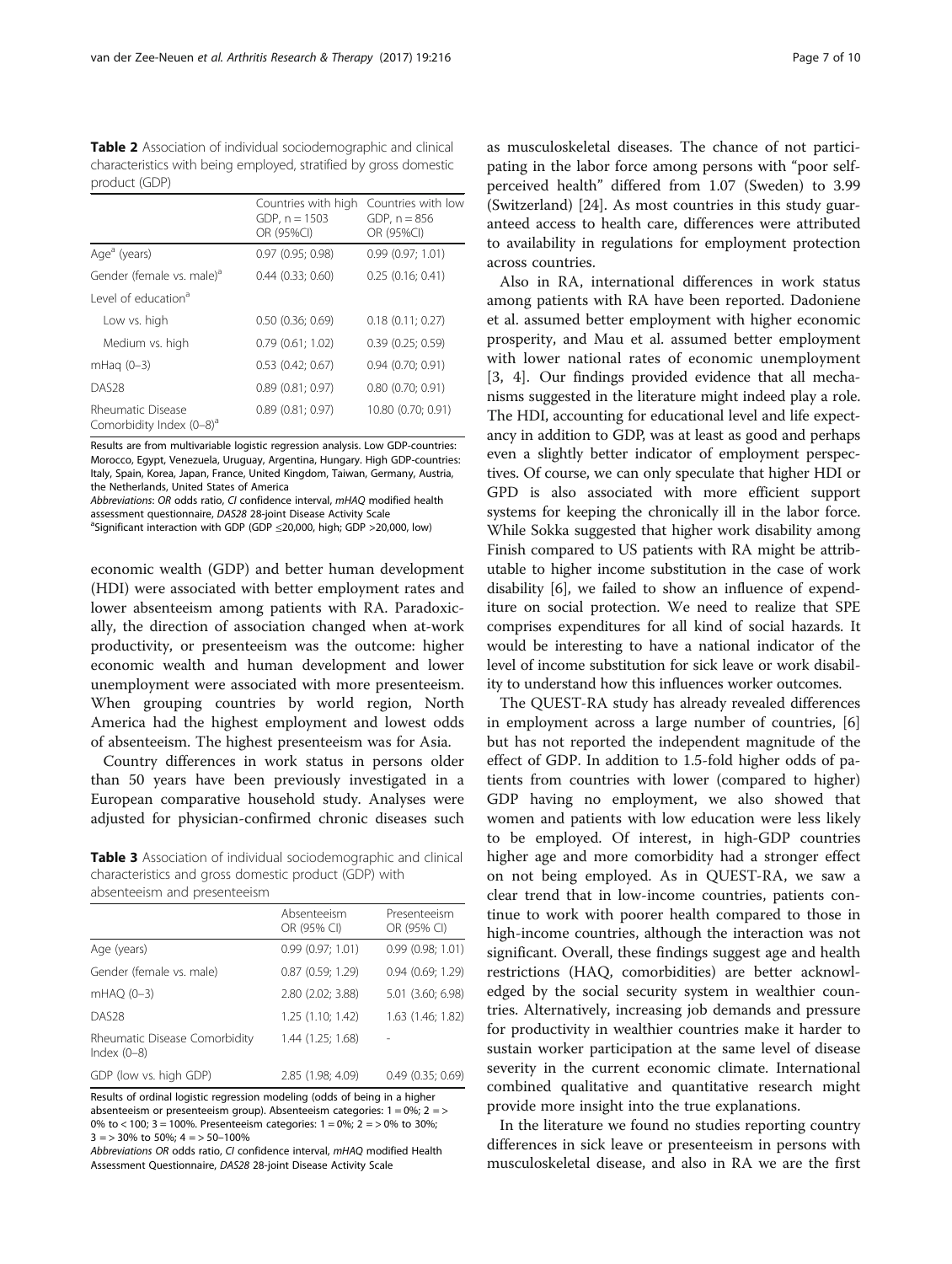**Table 2** Association of individual sociodemographic and clinical characteristics with being employed, stratified by gross domestic product (GDP)

| | Countries with high GDP, n = 1503 OR (95%CI) | Countries with low GDP, n = 856 OR (95%CI) |
|---|---|---|
| Age[a] (years) | 0.97 (0.95; 0.98) | 0.99 (0.97; 1.01) |
| Gender (female vs. male)[a] | 0.44 (0.33; 0.60) | 0.25 (0.16; 0.41) |
| Level of education[a] | | |
| Low vs. high | 0.50 (0.36; 0.69) | 0.18 (0.11; 0.27) |
| Medium vs. high | 0.79 (0.61; 1.02) | 0.39 (0.25; 0.59) |
| mHaq (0–3) | 0.53 (0.42; 0.67) | 0.94 (0.70; 0.91) |
| DAS28 | 0.89 (0.81; 0.97) | 0.80 (0.70; 0.91) |
| Rheumatic Disease Comorbidity Index (0–8)[a] | 0.89 (0.81; 0.97) | 10.80 (0.70; 0.91) |

Results are from multivariable logistic regression analysis. Low GDP-countries: Morocco, Egypt, Venezuela, Uruguay, Argentina, Hungary. High GDP-countries: Italy, Spain, Korea, Japan, France, United Kingdom, Taiwan, Germany, Austria, the Netherlands, United States of America

*Abbreviations*: *OR* odds ratio, *CI* confidence interval, *mHAQ* modified health assessment questionnaire, *DAS28* 28-joint Disease Activity Scale

[a]Significant interaction with GDP (GDP ≤20,000, high; GDP >20,000, low)

economic wealth (GDP) and better human development (HDI) were associated with better employment rates and lower absenteeism among patients with RA. Paradoxically, the direction of association changed when at-work productivity, or presenteeism was the outcome: higher economic wealth and human development and lower unemployment were associated with more presenteeism. When grouping countries by world region, North America had the highest employment and lowest odds of absenteeism. The highest presenteeism was for Asia.

Country differences in work status in persons older than 50 years have been previously investigated in a European comparative household study. Analyses were adjusted for physician-confirmed chronic diseases such as musculoskeletal diseases. The chance of not participating in the labor force among persons with "poor self-perceived health" differed from 1.07 (Sweden) to 3.99 (Switzerland) [24]. As most countries in this study guaranteed access to health care, differences were attributed to availability in regulations for employment protection across countries.

**Table 3** Association of individual sociodemographic and clinical characteristics and gross domestic product (GDP) with absenteeism and presenteeism

| | Absenteeism OR (95% CI) | Presenteeism OR (95% CI) |
|---|---|---|
| Age (years) | 0.99 (0.97; 1.01) | 0.99 (0.98; 1.01) |
| Gender (female vs. male) | 0.87 (0.59; 1.29) | 0.94 (0.69; 1.29) |
| mHAQ (0–3) | 2.80 (2.02; 3.88) | 5.01 (3.60; 6.98) |
| DAS28 | 1.25 (1.10; 1.42) | 1.63 (1.46; 1.82) |
| Rheumatic Disease Comorbidity Index (0–8) | 1.44 (1.25; 1.68) | - |
| GDP (low vs. high GDP) | 2.85 (1.98; 4.09) | 0.49 (0.35; 0.69) |

Results of ordinal logistic regression modeling (odds of being in a higher absenteeism or presenteeism group). Absenteeism categories: 1 = 0%; 2 = > 0% to < 100; 3 = 100%. Presenteeism categories: 1 = 0%; 2 = > 0% to 30%; 3 = > 30% to 50%; 4 = > 50–100%

*Abbreviations OR* odds ratio, *CI* confidence interval, *mHAQ* modified Health Assessment Questionnaire, *DAS28* 28-joint Disease Activity Scale

Also in RA, international differences in work status among patients with RA have been reported. Dadoniene et al. assumed better employment with higher economic prosperity, and Mau et al. assumed better employment with lower national rates of economic unemployment [3, 4]. Our findings provided evidence that all mechanisms suggested in the literature might indeed play a role. The HDI, accounting for educational level and life expectancy in addition to GDP, was at least as good and perhaps even a slightly better indicator of employment perspectives. Of course, we can only speculate that higher HDI or GPD is also associated with more efficient support systems for keeping the chronically ill in the labor force. While Sokka suggested that higher work disability among Finish compared to US patients with RA might be attributable to higher income substitution in the case of work disability [6], we failed to show an influence of expenditure on social protection. We need to realize that SPE comprises expenditures for all kind of social hazards. It would be interesting to have a national indicator of the level of income substitution for sick leave or work disability to understand how this influences worker outcomes.

The QUEST-RA study has already revealed differences in employment across a large number of countries, [6] but has not reported the independent magnitude of the effect of GDP. In addition to 1.5-fold higher odds of patients from countries with lower (compared to higher) GDP having no employment, we also showed that women and patients with low education were less likely to be employed. Of interest, in high-GDP countries higher age and more comorbidity had a stronger effect on not being employed. As in QUEST-RA, we saw a clear trend that in low-income countries, patients continue to work with poorer health compared to those in high-income countries, although the interaction was not significant. Overall, these findings suggest age and health restrictions (HAQ, comorbidities) are better acknowledged by the social security system in wealthier countries. Alternatively, increasing job demands and pressure for productivity in wealthier countries make it harder to sustain worker participation at the same level of disease severity in the current economic climate. International combined qualitative and quantitative research might provide more insight into the true explanations.

In the literature we found no studies reporting country differences in sick leave or presenteeism in persons with musculoskeletal disease, and also in RA we are the first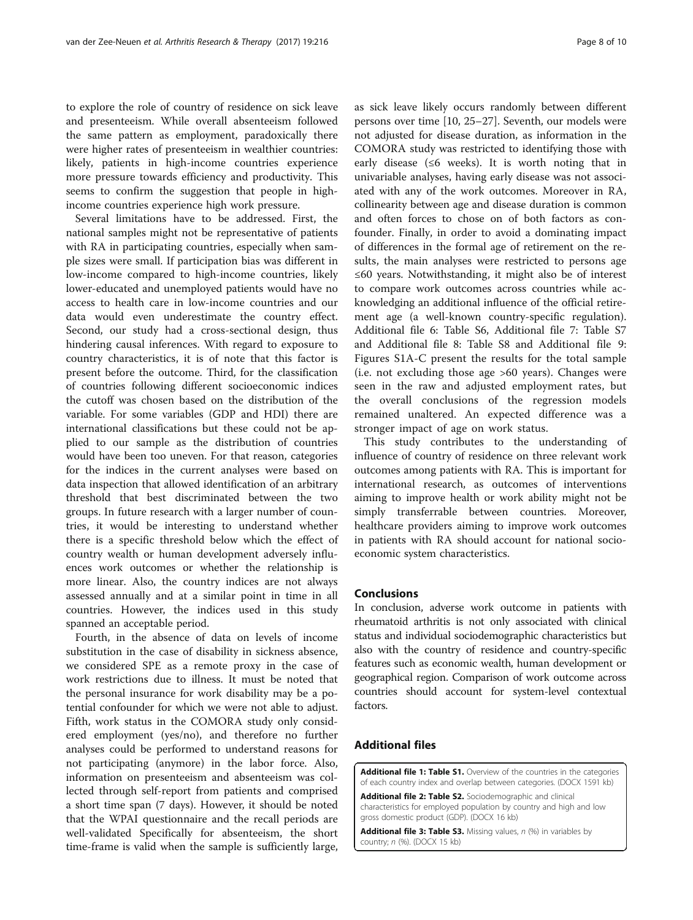to explore the role of country of residence on sick leave and presenteeism. While overall absenteeism followed the same pattern as employment, paradoxically there were higher rates of presenteeism in wealthier countries: likely, patients in high-income countries experience more pressure towards efficiency and productivity. This seems to confirm the suggestion that people in high-income countries experience high work pressure.

Several limitations have to be addressed. First, the national samples might not be representative of patients with RA in participating countries, especially when sample sizes were small. If participation bias was different in low-income compared to high-income countries, likely lower-educated and unemployed patients would have no access to health care in low-income countries and our data would even underestimate the country effect. Second, our study had a cross-sectional design, thus hindering causal inferences. With regard to exposure to country characteristics, it is of note that this factor is present before the outcome. Third, for the classification of countries following different socioeconomic indices the cutoff was chosen based on the distribution of the variable. For some variables (GDP and HDI) there are international classifications but these could not be applied to our sample as the distribution of countries would have been too uneven. For that reason, categories for the indices in the current analyses were based on data inspection that allowed identification of an arbitrary threshold that best discriminated between the two groups. In future research with a larger number of countries, it would be interesting to understand whether there is a specific threshold below which the effect of country wealth or human development adversely influences work outcomes or whether the relationship is more linear. Also, the country indices are not always assessed annually and at a similar point in time in all countries. However, the indices used in this study spanned an acceptable period.

Fourth, in the absence of data on levels of income substitution in the case of disability in sickness absence, we considered SPE as a remote proxy in the case of work restrictions due to illness. It must be noted that the personal insurance for work disability may be a potential confounder for which we were not able to adjust. Fifth, work status in the COMORA study only considered employment (yes/no), and therefore no further analyses could be performed to understand reasons for not participating (anymore) in the labor force. Also, information on presenteeism and absenteeism was collected through self-report from patients and comprised a short time span (7 days). However, it should be noted that the WPAI questionnaire and the recall periods are well-validated Specifically for absenteeism, the short time-frame is valid when the sample is sufficiently large, as sick leave likely occurs randomly between different persons over time [10, 25–27]. Seventh, our models were not adjusted for disease duration, as information in the COMORA study was restricted to identifying those with early disease (≤6 weeks). It is worth noting that in univariable analyses, having early disease was not associated with any of the work outcomes. Moreover in RA, collinearity between age and disease duration is common and often forces to chose on of both factors as confounder. Finally, in order to avoid a dominating impact of differences in the formal age of retirement on the results, the main analyses were restricted to persons age ≤60 years. Notwithstanding, it might also be of interest to compare work outcomes across countries while acknowledging an additional influence of the official retirement age (a well-known country-specific regulation). Additional file 6: Table S6, Additional file 7: Table S7 and Additional file 8: Table S8 and Additional file 9: Figures S1A-C present the results for the total sample (i.e. not excluding those age >60 years). Changes were seen in the raw and adjusted employment rates, but the overall conclusions of the regression models remained unaltered. An expected difference was a stronger impact of age on work status.

This study contributes to the understanding of influence of country of residence on three relevant work outcomes among patients with RA. This is important for international research, as outcomes of interventions aiming to improve health or work ability might not be simply transferrable between countries. Moreover, healthcare providers aiming to improve work outcomes in patients with RA should account for national socioeconomic system characteristics.

## Conclusions

In conclusion, adverse work outcome in patients with rheumatoid arthritis is not only associated with clinical status and individual sociodemographic characteristics but also with the country of residence and country-specific features such as economic wealth, human development or geographical region. Comparison of work outcome across countries should account for system-level contextual factors.

## Additional files

**Additional file 1: Table S1.** Overview of the countries in the categories of each country index and overlap between categories. (DOCX 1591 kb)

**Additional file 2: Table S2.** Sociodemographic and clinical characteristics for employed population by country and high and low gross domestic product (GDP). (DOCX 16 kb)

**Additional file 3: Table S3.** Missing values, *n* (%) in variables by country; *n* (%). (DOCX 15 kb)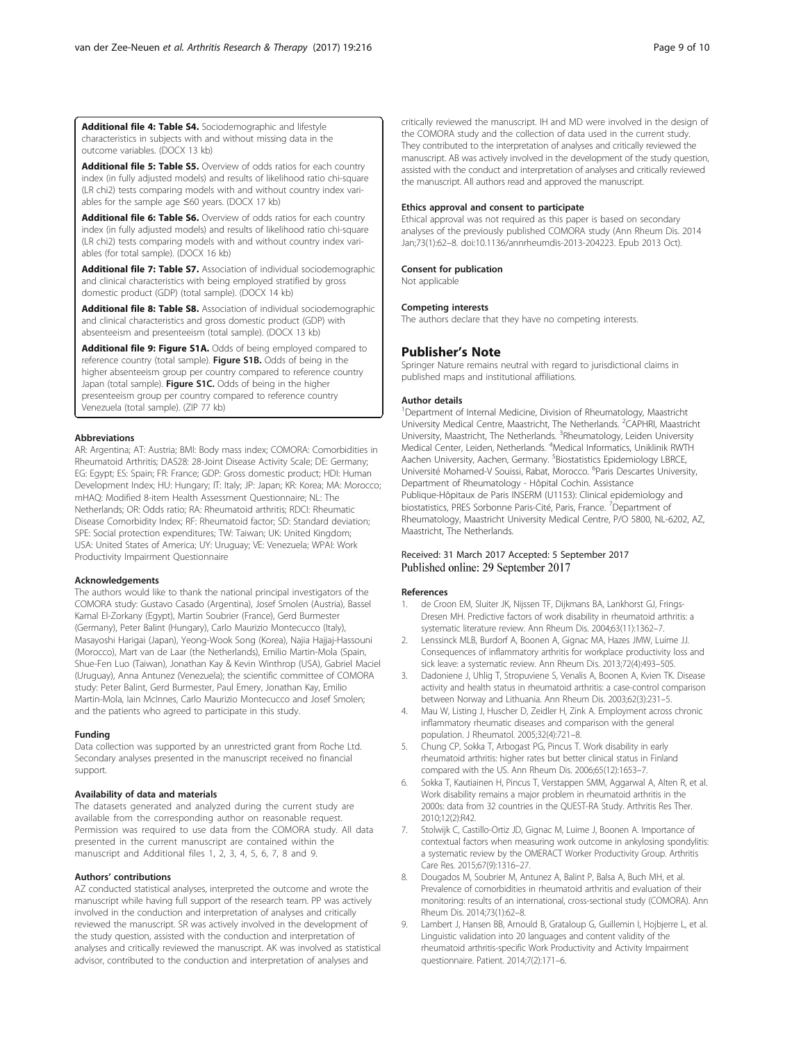**Additional file 4: Table S4.** Sociodemographic and lifestyle characteristics in subjects with and without missing data in the outcome variables. (DOCX 13 kb)

**Additional file 5: Table S5.** Overview of odds ratios for each country index (in fully adjusted models) and results of likelihood ratio chi-square (LR chi2) tests comparing models with and without country index variables for the sample age ≤60 years. (DOCX 17 kb)

**Additional file 6: Table S6.** Overview of odds ratios for each country index (in fully adjusted models) and results of likelihood ratio chi-square (LR chi2) tests comparing models with and without country index variables (for total sample). (DOCX 16 kb)

**Additional file 7: Table S7.** Association of individual sociodemographic and clinical characteristics with being employed stratified by gross domestic product (GDP) (total sample). (DOCX 14 kb)

**Additional file 8: Table S8.** Association of individual sociodemographic and clinical characteristics and gross domestic product (GDP) with absenteeism and presenteeism (total sample). (DOCX 13 kb)

**Additional file 9: Figure S1A.** Odds of being employed compared to reference country (total sample). **Figure S1B.** Odds of being in the higher absenteeism group per country compared to reference country Japan (total sample). **Figure S1C.** Odds of being in the higher presenteeism group per country compared to reference country Venezuela (total sample). (ZIP 77 kb)

#### Abbreviations

AR: Argentina; AT: Austria; BMI: Body mass index; COMORA: Comorbidities in Rheumatoid Arthritis; DAS28: 28-Joint Disease Activity Scale; DE: Germany; EG: Egypt; ES: Spain; FR: France; GDP: Gross domestic product; HDI: Human Development Index; HU: Hungary; IT: Italy; JP: Japan; KR: Korea; MA: Morocco; mHAQ: Modified 8-item Health Assessment Questionnaire; NL: The Netherlands; OR: Odds ratio; RA: Rheumatoid arthritis; RDCI: Rheumatic Disease Comorbidity Index; RF: Rheumatoid factor; SD: Standard deviation; SPE: Social protection expenditures; TW: Taiwan; UK: United Kingdom; USA: United States of America; UY: Uruguay; VE: Venezuela; WPAI: Work Productivity Impairment Questionnaire

#### Acknowledgements

The authors would like to thank the national principal investigators of the COMORA study: Gustavo Casado (Argentina), Josef Smolen (Austria), Bassel Kamal El-Zorkany (Egypt), Martin Soubrier (France), Gerd Burmester (Germany), Peter Balint (Hungary), Carlo Maurizio Montecucco (Italy), Masayoshi Harigai (Japan), Yeong-Wook Song (Korea), Najia Hajjaj-Hassouni (Morocco), Mart van de Laar (the Netherlands), Emilio Martin-Mola (Spain, Shue-Fen Luo (Taiwan), Jonathan Kay & Kevin Winthrop (USA), Gabriel Maciel (Uruguay), Anna Antunez (Venezuela); the scientific committee of COMORA study: Peter Balint, Gerd Burmester, Paul Emery, Jonathan Kay, Emilio Martin-Mola, Iain McInnes, Carlo Maurizio Montecucco and Josef Smolen; and the patients who agreed to participate in this study.

#### Funding

Data collection was supported by an unrestricted grant from Roche Ltd. Secondary analyses presented in the manuscript received no financial support.

#### Availability of data and materials

The datasets generated and analyzed during the current study are available from the corresponding author on reasonable request. Permission was required to use data from the COMORA study. All data presented in the current manuscript are contained within the manuscript and Additional files 1, 2, 3, 4, 5, 6, 7, 8 and 9.

#### Authors' contributions

AZ conducted statistical analyses, interpreted the outcome and wrote the manuscript while having full support of the research team. PP was actively involved in the conduction and interpretation of analyses and critically reviewed the manuscript. SR was actively involved in the development of the study question, assisted with the conduct and interpretation of analyses and critically reviewed the manuscript. AK was involved as statistical advisor, contributed to the conduction and interpretation of analyses and critically reviewed the manuscript. IH and MD were involved in the design of the COMORA study and the collection of data used in the current study. They contributed to the interpretation of analyses and critically reviewed the manuscript. AB was actively involved in the development of the study question, assisted with the conduct and interpretation of analyses and critically reviewed the manuscript. All authors read and approved the manuscript.

#### Ethics approval and consent to participate

Ethical approval was not required as this paper is based on secondary analyses of the previously published COMORA study (Ann Rheum Dis. 2014 Jan;73(1):62–8. doi:10.1136/annrheumdis-2013-204223. Epub 2013 Oct).

#### Consent for publication

Not applicable

#### Competing interests

The authors declare that they have no competing interests.

## Publisher's Note

Springer Nature remains neutral with regard to jurisdictional claims in published maps and institutional affiliations.

#### Author details

[1]Department of Internal Medicine, Division of Rheumatology, Maastricht University Medical Centre, Maastricht, The Netherlands. [2]CAPHRI, Maastricht University, Maastricht, The Netherlands. [3]Rheumatology, Leiden University Medical Center, Leiden, Netherlands. [4]Medical Informatics, Uniklinik RWTH Aachen University, Aachen, Germany. [5]Biostatistics Epidemiology LBRCE, Université Mohamed-V Souissi, Rabat, Morocco. [6]Paris Descartes University, Department of Rheumatology - Hôpital Cochin. Assistance Publique-Hôpitaux de Paris INSERM (U1153): Clinical epidemiology and biostatistics, PRES Sorbonne Paris-Cité, Paris, France. [7]Department of Rheumatology, Maastricht University Medical Centre, P/O 5800, NL-6202, AZ, Maastricht, The Netherlands.

Received: 31 March 2017 Accepted: 5 September 2017
Published online: 29 September 2017

#### References

1. de Croon EM, Sluiter JK, Nijssen TF, Dijkmans BA, Lankhorst GJ, Frings-Dresen MH. Predictive factors of work disability in rheumatoid arthritis: a systematic literature review. Ann Rheum Dis. 2004;63(11):1362–7.
2. Lenssinck MLB, Burdorf A, Boonen A, Gignac MA, Hazes JMW, Luime JJ. Consequences of inflammatory arthritis for workplace productivity loss and sick leave: a systematic review. Ann Rheum Dis. 2013;72(4):493–505.
3. Dadoniene J, Uhlig T, Stropuviene S, Venalis A, Boonen A, Kvien TK. Disease activity and health status in rheumatoid arthritis: a case-control comparison between Norway and Lithuania. Ann Rheum Dis. 2003;62(3):231–5.
4. Mau W, Listing J, Huscher D, Zeidler H, Zink A. Employment across chronic inflammatory rheumatic diseases and comparison with the general population. J Rheumatol. 2005;32(4):721–8.
5. Chung CP, Sokka T, Arbogast PG, Pincus T. Work disability in early rheumatoid arthritis: higher rates but better clinical status in Finland compared with the US. Ann Rheum Dis. 2006;65(12):1653–7.
6. Sokka T, Kautiainen H, Pincus T, Verstappen SMM, Aggarwal A, Alten R, et al. Work disability remains a major problem in rheumatoid arthritis in the 2000s: data from 32 countries in the QUEST-RA Study. Arthritis Res Ther. 2010;12(2):R42.
7. Stolwijk C, Castillo-Ortiz JD, Gignac M, Luime J, Boonen A. Importance of contextual factors when measuring work outcome in ankylosing spondylitis: a systematic review by the OMERACT Worker Productivity Group. Arthritis Care Res. 2015;67(9):1316–27.
8. Dougados M, Soubrier M, Antunez A, Balint P, Balsa A, Buch MH, et al. Prevalence of comorbidities in rheumatoid arthritis and evaluation of their monitoring: results of an international, cross-sectional study (COMORA). Ann Rheum Dis. 2014;73(1):62–8.
9. Lambert J, Hansen BB, Arnould B, Grataloup G, Guillemin I, Hojbjerre L, et al. Linguistic validation into 20 languages and content validity of the rheumatoid arthritis-specific Work Productivity and Activity Impairment questionnaire. Patient. 2014;7(2):171–6.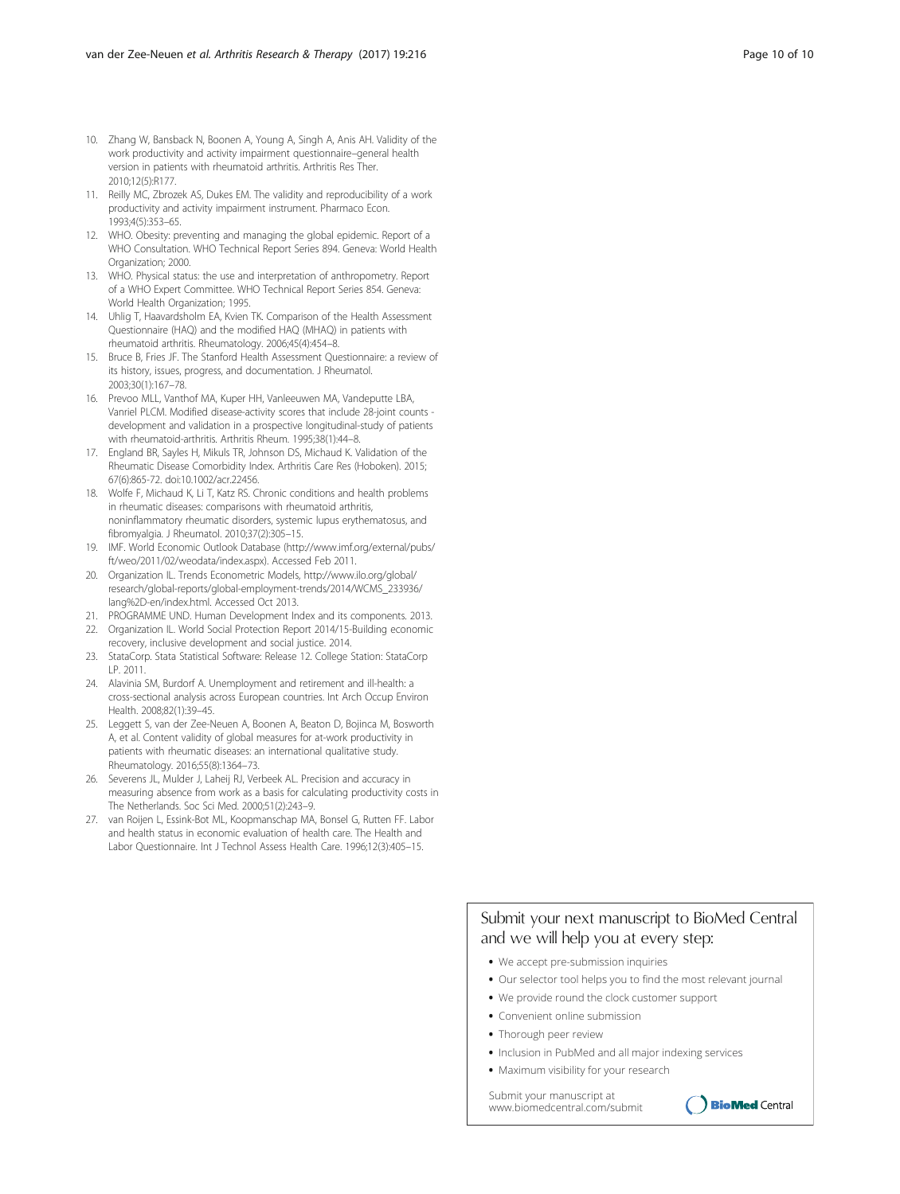10. Zhang W, Bansback N, Boonen A, Young A, Singh A, Anis AH. Validity of the work productivity and activity impairment questionnaire–general health version in patients with rheumatoid arthritis. Arthritis Res Ther. 2010;12(5):R177.
11. Reilly MC, Zbrozek AS, Dukes EM. The validity and reproducibility of a work productivity and activity impairment instrument. Pharmaco Econ. 1993;4(5):353–65.
12. WHO. Obesity: preventing and managing the global epidemic. Report of a WHO Consultation. WHO Technical Report Series 894. Geneva: World Health Organization; 2000.
13. WHO. Physical status: the use and interpretation of anthropometry. Report of a WHO Expert Committee. WHO Technical Report Series 854. Geneva: World Health Organization; 1995.
14. Uhlig T, Haavardsholm EA, Kvien TK. Comparison of the Health Assessment Questionnaire (HAQ) and the modified HAQ (MHAQ) in patients with rheumatoid arthritis. Rheumatology. 2006;45(4):454–8.
15. Bruce B, Fries JF. The Stanford Health Assessment Questionnaire: a review of its history, issues, progress, and documentation. J Rheumatol. 2003;30(1):167–78.
16. Prevoo MLL, Vanthof MA, Kuper HH, Vanleeuwen MA, Vandeputte LBA, Vanriel PLCM. Modified disease-activity scores that include 28-joint counts - development and validation in a prospective longitudinal-study of patients with rheumatoid-arthritis. Arthritis Rheum. 1995;38(1):44–8.
17. England BR, Sayles H, Mikuls TR, Johnson DS, Michaud K. Validation of the Rheumatic Disease Comorbidity Index. Arthritis Care Res (Hoboken). 2015; 67(6):865-72. doi:10.1002/acr.22456.
18. Wolfe F, Michaud K, Li T, Katz RS. Chronic conditions and health problems in rheumatic diseases: comparisons with rheumatoid arthritis, noninflammatory rheumatic disorders, systemic lupus erythematosus, and fibromyalgia. J Rheumatol. 2010;37(2):305–15.
19. IMF. World Economic Outlook Database (http://www.imf.org/external/pubs/ft/weo/2011/02/weodata/index.aspx). Accessed Feb 2011.
20. Organization IL. Trends Econometric Models, http://www.ilo.org/global/research/global-reports/global-employment-trends/2014/WCMS_233936/lang%2D-en/index.html. Accessed Oct 2013.
21. PROGRAMME UND. Human Development Index and its components. 2013.
22. Organization IL. World Social Protection Report 2014/15-Building economic recovery, inclusive development and social justice. 2014.
23. StataCorp. Stata Statistical Software: Release 12. College Station: StataCorp LP. 2011.
24. Alavinia SM, Burdorf A. Unemployment and retirement and ill-health: a cross-sectional analysis across European countries. Int Arch Occup Environ Health. 2008;82(1):39–45.
25. Leggett S, van der Zee-Neuen A, Boonen A, Beaton D, Bojinca M, Bosworth A, et al. Content validity of global measures for at-work productivity in patients with rheumatic diseases: an international qualitative study. Rheumatology. 2016;55(8):1364–73.
26. Severens JL, Mulder J, Laheij RJ, Verbeek AL. Precision and accuracy in measuring absence from work as a basis for calculating productivity costs in The Netherlands. Soc Sci Med. 2000;51(2):243–9.
27. van Roijen L, Essink-Bot ML, Koopmanschap MA, Bonsel G, Rutten FF. Labor and health status in economic evaluation of health care. The Health and Labor Questionnaire. Int J Technol Assess Health Care. 1996;12(3):405–15.

Submit your next manuscript to BioMed Central and we will help you at every step:

- We accept pre-submission inquiries
- Our selector tool helps you to find the most relevant journal
- We provide round the clock customer support
- Convenient online submission
- Thorough peer review
- Inclusion in PubMed and all major indexing services
- Maximum visibility for your research

Submit your manuscript at
www.biomedcentral.com/submit

BioMed Central